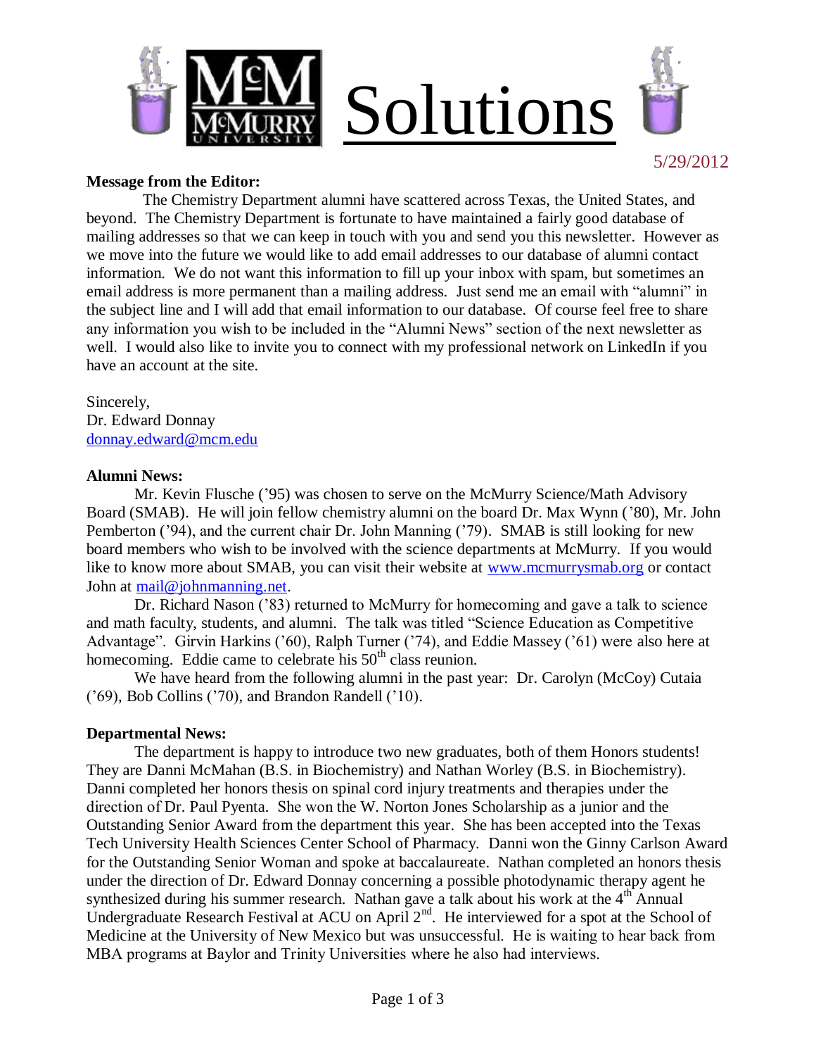# Solutions

5/29/2012

**Message from the Editor:**

The Chemistry Department alumni have scattered across Texas, the United States, and beyond. The Chemistry Department is fortunate to have maintained a fairly good database of mailing addresses so that we can keep in touch with you and send you this newsletter. However as we move into the future we would like to add email addresses to our database of alumni contact information. We do not want this information to fill up your inbox with spam, but sometimes an email address is more permanent than a mailing address. Just send me an email with "alumni" in the subject line and I will add that email information to our database. Of course feel free to share any information you wish to be included in the "Alumni News" section of the next newsletter as well. I would also like to invite you to connect with my professional network on LinkedIn if you have an account at the site.

Sincerely,
Dr. Edward Donnay
donnay.edward@mcm.edu

**Alumni News:**

Mr. Kevin Flusche ('95) was chosen to serve on the McMurry Science/Math Advisory Board (SMAB). He will join fellow chemistry alumni on the board Dr. Max Wynn ('80), Mr. John Pemberton ('94), and the current chair Dr. John Manning ('79). SMAB is still looking for new board members who wish to be involved with the science departments at McMurry. If you would like to know more about SMAB, you can visit their website at www.mcmurrysmab.org or contact John at mail@johnmanning.net.

Dr. Richard Nason ('83) returned to McMurry for homecoming and gave a talk to science and math faculty, students, and alumni. The talk was titled "Science Education as Competitive Advantage". Girvin Harkins ('60), Ralph Turner ('74), and Eddie Massey ('61) were also here at homecoming. Eddie came to celebrate his 50th class reunion.

We have heard from the following alumni in the past year: Dr. Carolyn (McCoy) Cutaia ('69), Bob Collins ('70), and Brandon Randell ('10).

**Departmental News:**

The department is happy to introduce two new graduates, both of them Honors students! They are Danni McMahan (B.S. in Biochemistry) and Nathan Worley (B.S. in Biochemistry). Danni completed her honors thesis on spinal cord injury treatments and therapies under the direction of Dr. Paul Pyenta. She won the W. Norton Jones Scholarship as a junior and the Outstanding Senior Award from the department this year. She has been accepted into the Texas Tech University Health Sciences Center School of Pharmacy. Danni won the Ginny Carlson Award for the Outstanding Senior Woman and spoke at baccalaureate. Nathan completed an honors thesis under the direction of Dr. Edward Donnay concerning a possible photodynamic therapy agent he synthesized during his summer research. Nathan gave a talk about his work at the 4th Annual Undergraduate Research Festival at ACU on April 2nd. He interviewed for a spot at the School of Medicine at the University of New Mexico but was unsuccessful. He is waiting to hear back from MBA programs at Baylor and Trinity Universities where he also had interviews.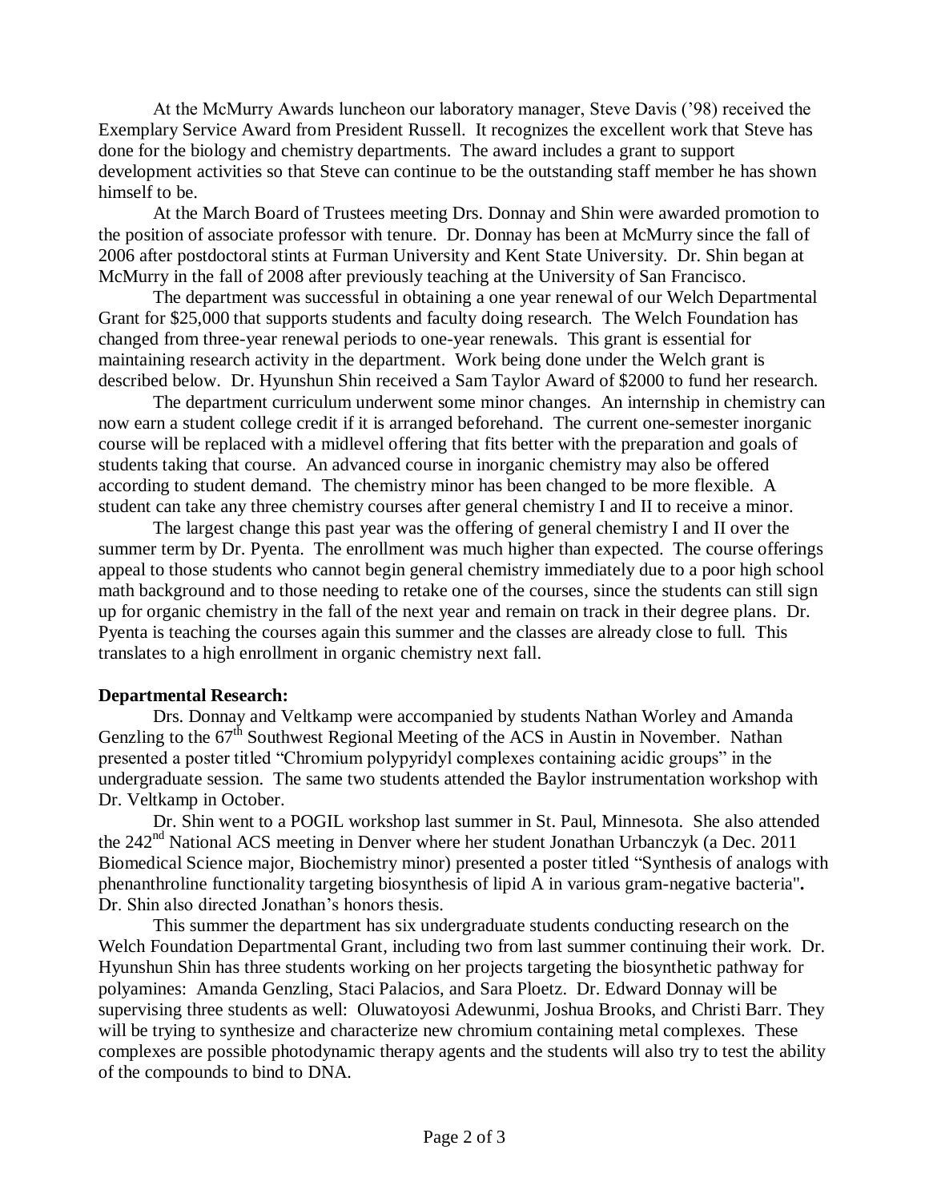At the McMurry Awards luncheon our laboratory manager, Steve Davis ('98) received the Exemplary Service Award from President Russell. It recognizes the excellent work that Steve has done for the biology and chemistry departments. The award includes a grant to support development activities so that Steve can continue to be the outstanding staff member he has shown himself to be.

At the March Board of Trustees meeting Drs. Donnay and Shin were awarded promotion to the position of associate professor with tenure. Dr. Donnay has been at McMurry since the fall of 2006 after postdoctoral stints at Furman University and Kent State University. Dr. Shin began at McMurry in the fall of 2008 after previously teaching at the University of San Francisco.

The department was successful in obtaining a one year renewal of our Welch Departmental Grant for $25,000 that supports students and faculty doing research. The Welch Foundation has changed from three-year renewal periods to one-year renewals. This grant is essential for maintaining research activity in the department. Work being done under the Welch grant is described below. Dr. Hyunshun Shin received a Sam Taylor Award of $2000 to fund her research.

The department curriculum underwent some minor changes. An internship in chemistry can now earn a student college credit if it is arranged beforehand. The current one-semester inorganic course will be replaced with a midlevel offering that fits better with the preparation and goals of students taking that course. An advanced course in inorganic chemistry may also be offered according to student demand. The chemistry minor has been changed to be more flexible. A student can take any three chemistry courses after general chemistry I and II to receive a minor.

The largest change this past year was the offering of general chemistry I and II over the summer term by Dr. Pyenta. The enrollment was much higher than expected. The course offerings appeal to those students who cannot begin general chemistry immediately due to a poor high school math background and to those needing to retake one of the courses, since the students can still sign up for organic chemistry in the fall of the next year and remain on track in their degree plans. Dr. Pyenta is teaching the courses again this summer and the classes are already close to full. This translates to a high enrollment in organic chemistry next fall.

**Departmental Research:**

Drs. Donnay and Veltkamp were accompanied by students Nathan Worley and Amanda Genzling to the 67th Southwest Regional Meeting of the ACS in Austin in November. Nathan presented a poster titled "Chromium polypyridyl complexes containing acidic groups" in the undergraduate session. The same two students attended the Baylor instrumentation workshop with Dr. Veltkamp in October.

Dr. Shin went to a POGIL workshop last summer in St. Paul, Minnesota. She also attended the 242nd National ACS meeting in Denver where her student Jonathan Urbanczyk (a Dec. 2011 Biomedical Science major, Biochemistry minor) presented a poster titled "Synthesis of analogs with phenanthroline functionality targeting biosynthesis of lipid A in various gram-negative bacteria"**.** Dr. Shin also directed Jonathan's honors thesis.

This summer the department has six undergraduate students conducting research on the Welch Foundation Departmental Grant, including two from last summer continuing their work. Dr. Hyunshun Shin has three students working on her projects targeting the biosynthetic pathway for polyamines: Amanda Genzling, Staci Palacios, and Sara Ploetz. Dr. Edward Donnay will be supervising three students as well: Oluwatoyosi Adewunmi, Joshua Brooks, and Christi Barr. They will be trying to synthesize and characterize new chromium containing metal complexes. These complexes are possible photodynamic therapy agents and the students will also try to test the ability of the compounds to bind to DNA.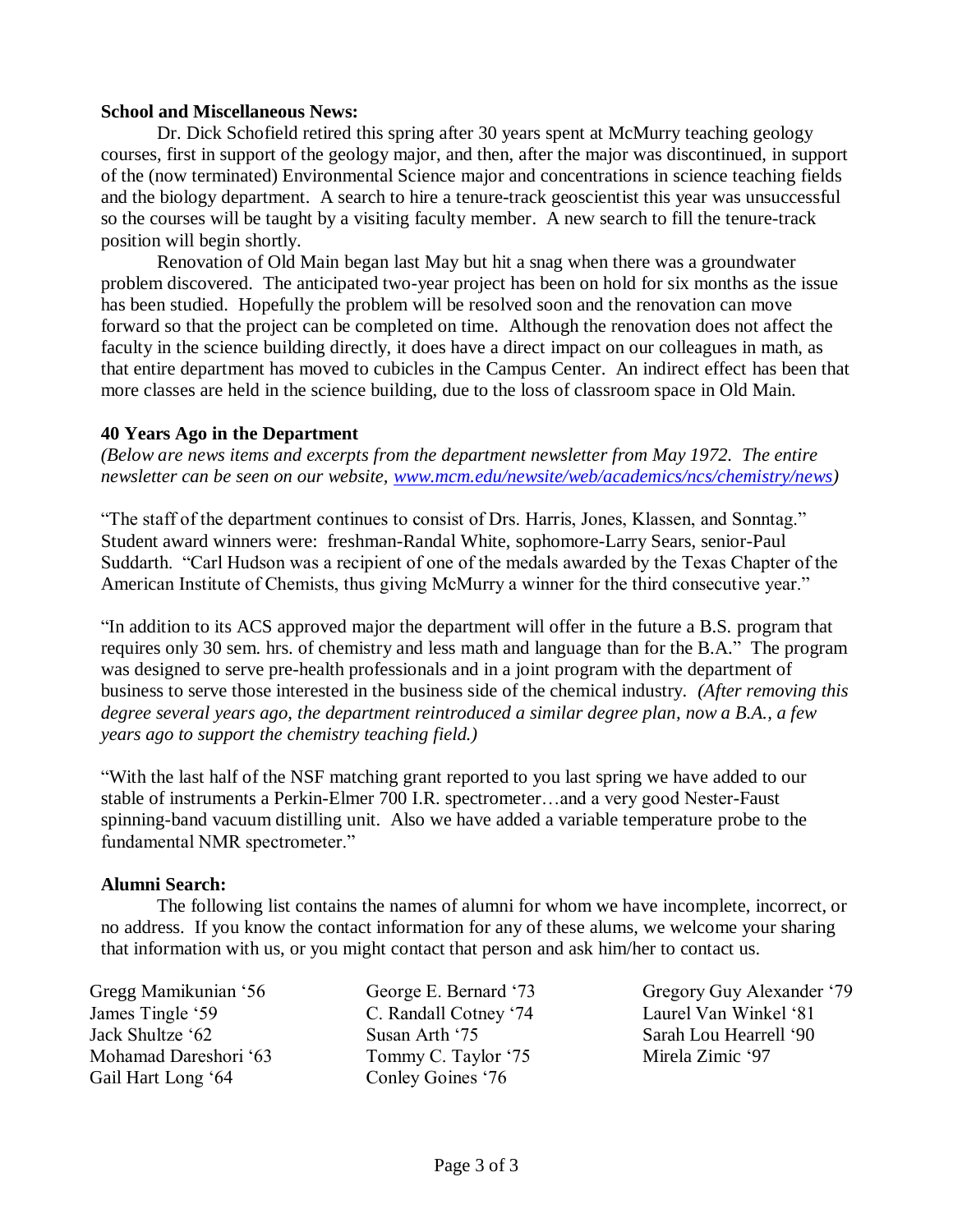**School and Miscellaneous News:**

Dr. Dick Schofield retired this spring after 30 years spent at McMurry teaching geology courses, first in support of the geology major, and then, after the major was discontinued, in support of the (now terminated) Environmental Science major and concentrations in science teaching fields and the biology department. A search to hire a tenure-track geoscientist this year was unsuccessful so the courses will be taught by a visiting faculty member. A new search to fill the tenure-track position will begin shortly.

Renovation of Old Main began last May but hit a snag when there was a groundwater problem discovered. The anticipated two-year project has been on hold for six months as the issue has been studied. Hopefully the problem will be resolved soon and the renovation can move forward so that the project can be completed on time. Although the renovation does not affect the faculty in the science building directly, it does have a direct impact on our colleagues in math, as that entire department has moved to cubicles in the Campus Center. An indirect effect has been that more classes are held in the science building, due to the loss of classroom space in Old Main.

**40 Years Ago in the Department**

*(Below are news items and excerpts from the department newsletter from May 1972. The entire newsletter can be seen on our website, [www.mcm.edu/newsite/web/academics/ncs/chemistry/news](www.mcm.edu/newsite/web/academics/ncs/chemistry/news))*

"The staff of the department continues to consist of Drs. Harris, Jones, Klassen, and Sonntag." Student award winners were: freshman-Randal White, sophomore-Larry Sears, senior-Paul Suddarth. "Carl Hudson was a recipient of one of the medals awarded by the Texas Chapter of the American Institute of Chemists, thus giving McMurry a winner for the third consecutive year."

"In addition to its ACS approved major the department will offer in the future a B.S. program that requires only 30 sem. hrs. of chemistry and less math and language than for the B.A." The program was designed to serve pre-health professionals and in a joint program with the department of business to serve those interested in the business side of the chemical industry. *(After removing this degree several years ago, the department reintroduced a similar degree plan, now a B.A., a few years ago to support the chemistry teaching field.)*

"With the last half of the NSF matching grant reported to you last spring we have added to our stable of instruments a Perkin-Elmer 700 I.R. spectrometer…and a very good Nester-Faust spinning-band vacuum distilling unit. Also we have added a variable temperature probe to the fundamental NMR spectrometer."

**Alumni Search:**

The following list contains the names of alumni for whom we have incomplete, incorrect, or no address. If you know the contact information for any of these alums, we welcome your sharing that information with us, or you might contact that person and ask him/her to contact us.

Gregg Mamikunian '56
James Tingle '59
Jack Shultze '62
Mohamad Dareshori '63
Gail Hart Long '64
George E. Bernard '73
C. Randall Cotney '74
Susan Arth '75
Tommy C. Taylor '75
Conley Goines '76
Gregory Guy Alexander '79
Laurel Van Winkel '81
Sarah Lou Hearrell '90
Mirela Zimic '97